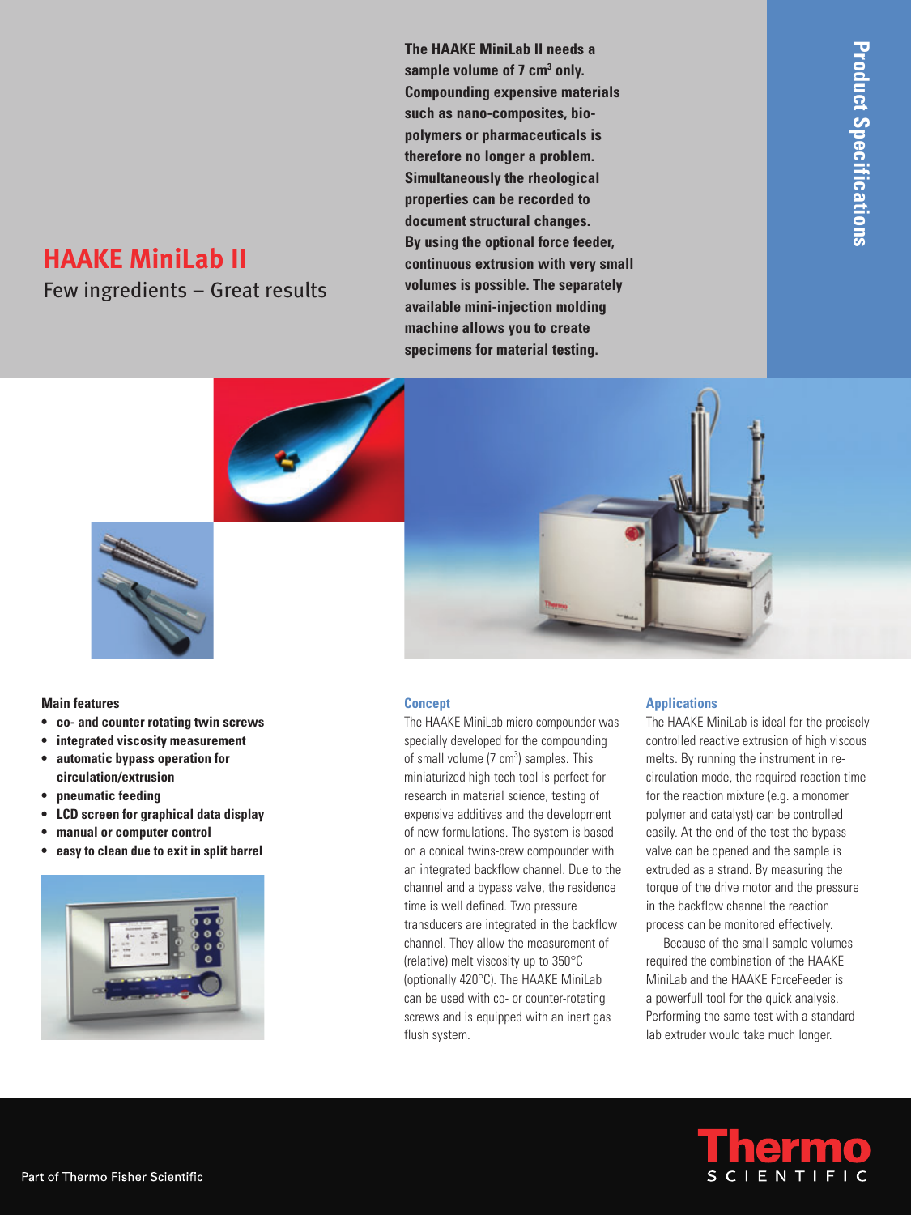Product Specifications

# HAAKE MiniLab II

Few ingredients – Great results

**The HAAKE MiniLab II needs a sample volume of 7 cm³ only. Compounding expensive materials such as nano-composites, bio-polymers or pharmaceuticals is therefore no longer a problem. Simultaneously the rheological properties can be recorded to document structural changes. By using the optional force feeder, continuous extrusion with very small volumes is possible. The separately available mini-injection molding machine allows you to create specimens for material testing.**

### Main features

- **co- and counter rotating twin screws**
- **integrated viscosity measurement**
- **automatic bypass operation for circulation/extrusion**
- **pneumatic feeding**
- **LCD screen for graphical data display**
- **manual or computer control**
- **easy to clean due to exit in split barrel**

### Concept

The HAAKE MiniLab micro compounder was specially developed for the compounding of small volume (7 cm³) samples. This miniaturized high-tech tool is perfect for research in material science, testing of expensive additives and the development of new formulations. The system is based on a conical twins-crew compounder with an integrated backflow channel. Due to the channel and a bypass valve, the residence time is well defined. Two pressure transducers are integrated in the backflow channel. They allow the measurement of (relative) melt viscosity up to 350°C (optionally 420°C). The HAAKE MiniLab can be used with co- or counter-rotating screws and is equipped with an inert gas flush system.

### Applications

The HAAKE MiniLab is ideal for the precisely controlled reactive extrusion of high viscous melts. By running the instrument in re-circulation mode, the required reaction time for the reaction mixture (e.g. a monomer polymer and catalyst) can be controlled easily. At the end of the test the bypass valve can be opened and the sample is extruded as a strand. By measuring the torque of the drive motor and the pressure in the backflow channel the reaction process can be monitored effectively.

Because of the small sample volumes required the combination of the HAAKE MiniLab and the HAAKE ForceFeeder is a powerfull tool for the quick analysis. Performing the same test with a standard lab extruder would take much longer.

Part of Thermo Fisher Scientific

Thermo SCIENTIFIC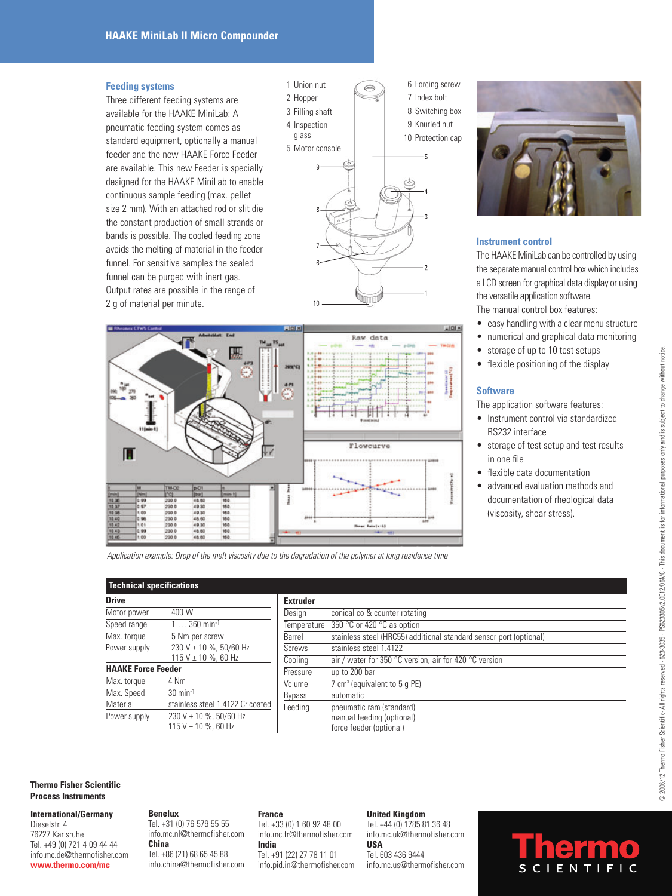## Feeding systems

Three different feeding systems are available for the HAAKE MiniLab: A pneumatic feeding system comes as standard equipment, optionally a manual feeder and the new HAAKE Force Feeder are available. This new Feeder is specially designed for the HAAKE MiniLab to enable continuous sample feeding (max. pellet size 2 mm). With an attached rod or slit die the constant production of small strands or bands is possible. The cooled feeding zone avoids the melting of material in the feeder funnel. For sensitive samples the sealed funnel can be purged with inert gas. Output rates are possible in the range of 2 g of material per minute.

1 Union nut
2 Hopper
3 Filling shaft
4 Inspection glass
5 Motor console
6 Forcing screw
7 Index bolt
8 Switching box
9 Knurled nut
10 Protection cap

## Instrument control

The HAAKE MiniLab can be controlled by using the separate manual control box which includes a LCD screen for graphical data display or using the versatile application software.

The manual control box features:

- easy handling with a clear menu structure
- numerical and graphical data monitoring
- storage of up to 10 test setups
- flexible positioning of the display

## Software

The application software features:

- Instrument control via standardized RS232 interface
- storage of test setup and test results in one file
- flexible data documentation
- advanced evaluation methods and documentation of rheological data (viscosity, shear stress).

*Application example: Drop of the melt viscosity due to the degradation of the polymer at long residence time*

## Technical specifications

| Drive | |
|---|---|
| Motor power | 400 W |
| Speed range | 1 … 360 min$^{-1}$ |
| Max. torque | 5 Nm per screw |
| Power supply | 230 V ± 10 %, 50/60 Hz<br>115 V ± 10 %, 60 Hz |
| **HAAKE Force Feeder** | |
| Max. torque | 4 Nm |
| Max. Speed | 30 min$^{-1}$ |
| Material | stainless steel 1.4122 Cr coated |
| Power supply | 230 V ± 10 %, 50/60 Hz<br>115 V ± 10 %, 60 Hz |

| Extruder | |
|---|---|
| Design | conical co & counter rotating |
| Temperature | 350 °C or 420 °C as option |
| Barrel | stainless steel (HRC55) additional standard sensor port (optional) |
| Screws | stainless steel 1.4122 |
| Cooling | air / water for 350 °C version, air for 420 °C version |
| Pressure | up to 200 bar |
| Volume | 7 cm$^3$ (equivalent to 5 g PE) |
| Bypass | automatic |
| Feeding | pneumatic ram (standard)<br>manual feeding (optional)<br>force feeder (optional) |

**Thermo Fisher Scientific**
**Process Instruments**

**International/Germany**
Dieselstr. 4
76227 Karlsruhe
Tel. +49 (0) 721 4 09 44 44
info.mc.de@thermofisher.com
**www.thermo.com/mc**

**Benelux**
Tel. +31 (0) 76 579 55 55
info.mc.nl@thermofisher.com

**China**
Tel. +86 (21) 68 65 45 88
info.china@thermofisher.com

**France**
Tel. +33 (0) 1 60 92 48 00
info.mc.fr@thermofisher.com

**India**
Tel. +91 (22) 27 78 11 01
info.pid.in@thermofisher.com

**United Kingdom**
Tel. +44 (0) 1785 81 36 48
info.mc.uk@thermofisher.com

**USA**
Tel. 603 436 9444
info.mc.us@thermofisher.com

© 2006/12 Thermo Fisher Scientific· All rights reserved · 623-3035 · P562330Sv2.0E12/06MC · This document is for informational purposes only and is subject to change without notice.